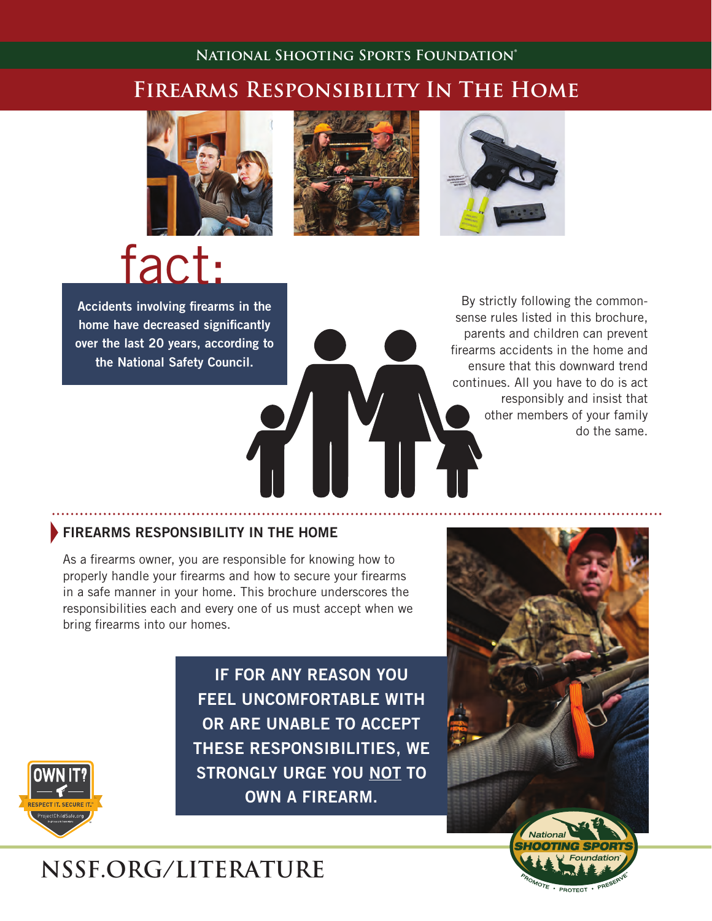NATIONAL SHOOTING SPORTS FOUNDATION®

# FIREARMS RESPONSIBILITY IN THE HOME

## fact:

**Accidents involving firearms in the home have decreased significantly over the last 20 years, according to the National Safety Council.**

By strictly following the common-sense rules listed in this brochure, parents and children can prevent firearms accidents in the home and ensure that this downward trend continues. All you have to do is act responsibly and insist that other members of your family do the same.

## FIREARMS RESPONSIBILITY IN THE HOME

As a firearms owner, you are responsible for knowing how to properly handle your firearms and how to secure your firearms in a safe manner in your home. This brochure underscores the responsibilities each and every one of us must accept when we bring firearms into our homes.

**IF FOR ANY REASON YOU FEEL UNCOMFORTABLE WITH OR ARE UNABLE TO ACCEPT THESE RESPONSIBILITIES, WE STRONGLY URGE YOU NOT TO OWN A FIREARM.**

OWN IT? RESPECT IT. SECURE IT. ProjectChildSafe.org

NSSF.ORG/LITERATURE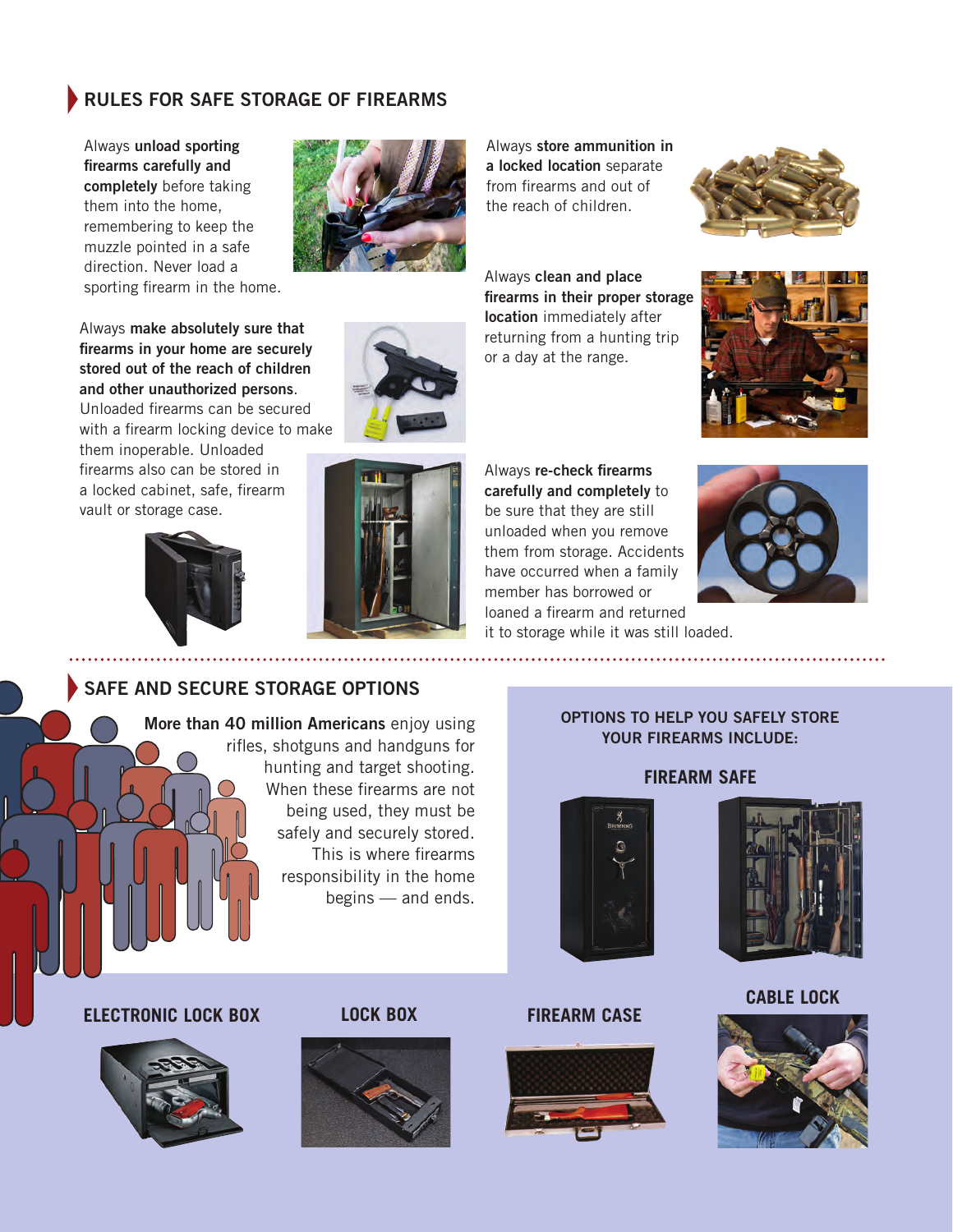## RULES FOR SAFE STORAGE OF FIREARMS

Always **unload sporting firearms carefully and completely** before taking them into the home, remembering to keep the muzzle pointed in a safe direction. Never load a sporting firearm in the home.

Always **make absolutely sure that firearms in your home are securely stored out of the reach of children and other unauthorized persons**. Unloaded firearms can be secured with a firearm locking device to make them inoperable. Unloaded firearms also can be stored in a locked cabinet, safe, firearm vault or storage case.

Always **store ammunition in a locked location** separate from firearms and out of the reach of children.

Always **clean and place firearms in their proper storage location** immediately after returning from a hunting trip or a day at the range.

Always **re-check firearms carefully and completely** to be sure that they are still unloaded when you remove them from storage. Accidents have occurred when a family member has borrowed or loaned a firearm and returned it to storage while it was still loaded.

## SAFE AND SECURE STORAGE OPTIONS

**More than 40 million Americans** enjoy using rifles, shotguns and handguns for hunting and target shooting. When these firearms are not being used, they must be safely and securely stored. This is where firearms responsibility in the home begins — and ends.

**OPTIONS TO HELP YOU SAFELY STORE YOUR FIREARMS INCLUDE:**

**FIREARM SAFE**

**CABLE LOCK**

**ELECTRONIC LOCK BOX**

**LOCK BOX**

**FIREARM CASE**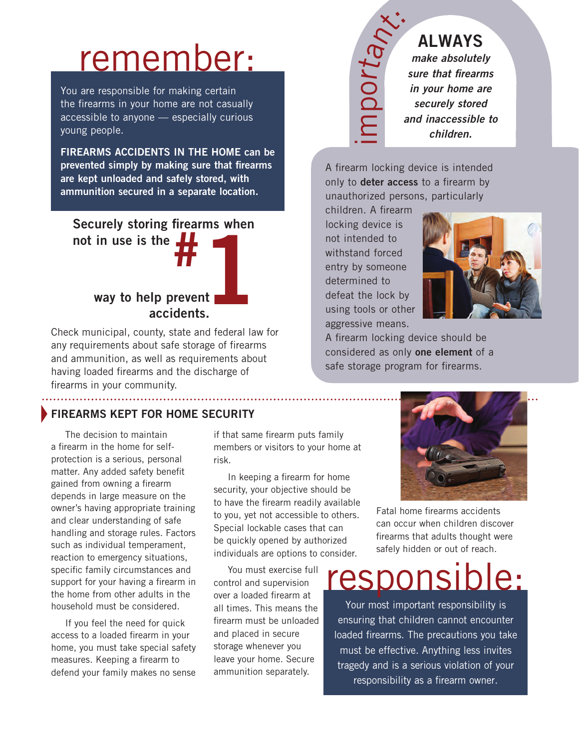# remember:

You are responsible for making certain the firearms in your home are not casually accessible to anyone — especially curious young people.

**FIREARMS ACCIDENTS IN THE HOME can be prevented simply by making sure that firearms are kept unloaded and safely stored, with ammunition secured in a separate location.**

**Securely storing firearms when not in use is the #1 way to help prevent accidents.**

Check municipal, county, state and federal law for any requirements about safe storage of firearms and ammunition, as well as requirements about having loaded firearms and the discharge of firearms in your community.

## important:

**ALWAYS** ***make absolutely sure that firearms in your home are securely stored and inaccessible to children.***

A firearm locking device is intended only to **deter access** to a firearm by unauthorized persons, particularly children. A firearm locking device is not intended to withstand forced entry by someone determined to defeat the lock by using tools or other aggressive means.

A firearm locking device should be considered as only **one element** of a safe storage program for firearms.

## FIREARMS KEPT FOR HOME SECURITY

The decision to maintain a firearm in the home for self-protection is a serious, personal matter. Any added safety benefit gained from owning a firearm depends in large measure on the owner's having appropriate training and clear understanding of safe handling and storage rules. Factors such as individual temperament, reaction to emergency situations, specific family circumstances and support for your having a firearm in the home from other adults in the household must be considered.

If you feel the need for quick access to a loaded firearm in your home, you must take special safety measures. Keeping a firearm to defend your family makes no sense if that same firearm puts family members or visitors to your home at risk.

In keeping a firearm for home security, your objective should be to have the firearm readily available to you, yet not accessible to others. Special lockable cases that can be quickly opened by authorized individuals are options to consider.

You must exercise full control and supervision over a loaded firearm at all times. This means the firearm must be unloaded and placed in secure storage whenever you leave your home. Secure ammunition separately.

Fatal home firearms accidents can occur when children discover firearms that adults thought were safely hidden or out of reach.

## responsible:

Your most important responsibility is ensuring that children cannot encounter loaded firearms. The precautions you take must be effective. Anything less invites tragedy and is a serious violation of your responsibility as a firearm owner.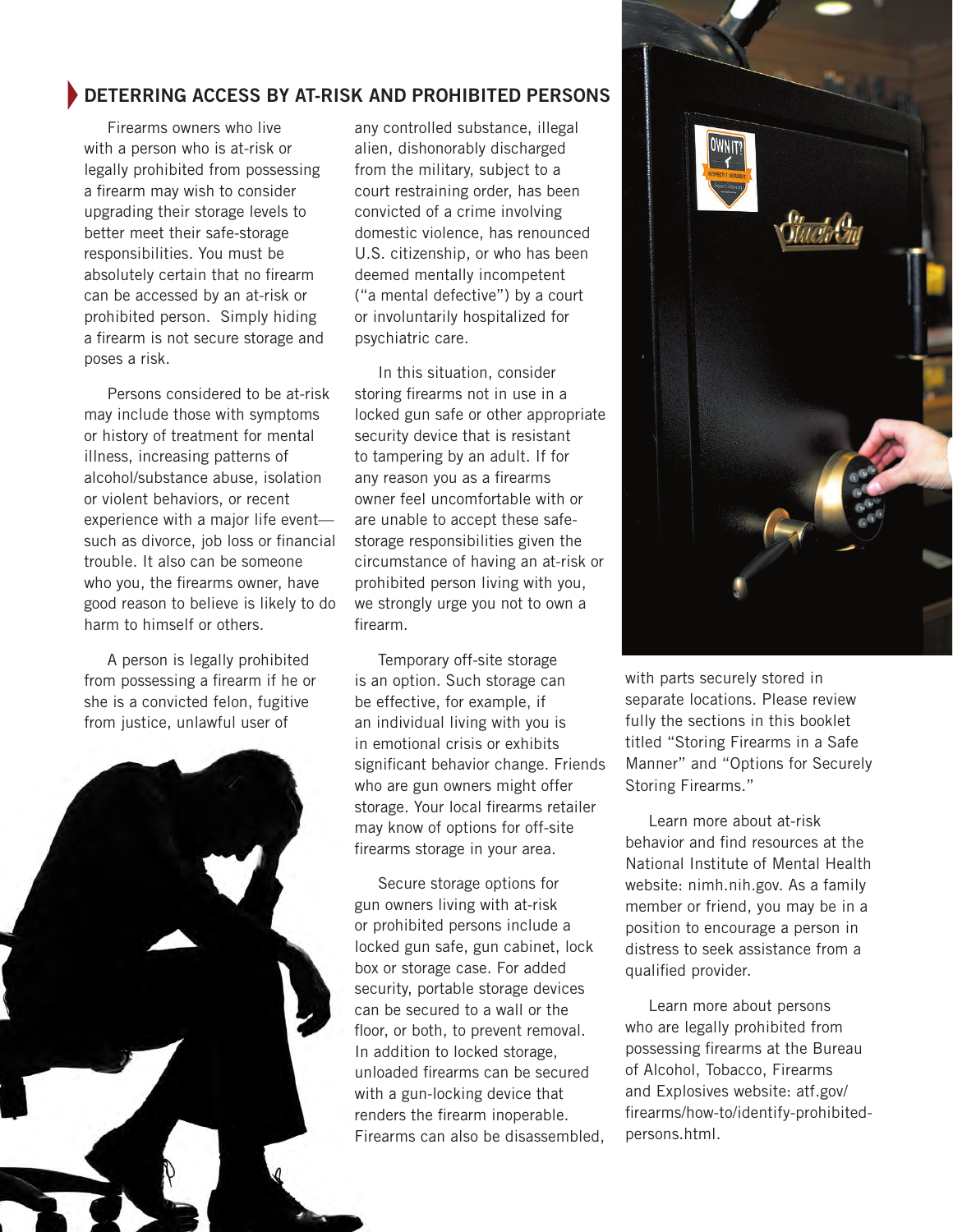## DETERRING ACCESS BY AT-RISK AND PROHIBITED PERSONS

Firearms owners who live with a person who is at-risk or legally prohibited from possessing a firearm may wish to consider upgrading their storage levels to better meet their safe-storage responsibilities. You must be absolutely certain that no firearm can be accessed by an at-risk or prohibited person. Simply hiding a firearm is not secure storage and poses a risk.

Persons considered to be at-risk may include those with symptoms or history of treatment for mental illness, increasing patterns of alcohol/substance abuse, isolation or violent behaviors, or recent experience with a major life event—such as divorce, job loss or financial trouble. It also can be someone who you, the firearms owner, have good reason to believe is likely to do harm to himself or others.

A person is legally prohibited from possessing a firearm if he or she is a convicted felon, fugitive from justice, unlawful user of any controlled substance, illegal alien, dishonorably discharged from the military, subject to a court restraining order, has been convicted of a crime involving domestic violence, has renounced U.S. citizenship, or who has been deemed mentally incompetent ("a mental defective") by a court or involuntarily hospitalized for psychiatric care.

In this situation, consider storing firearms not in use in a locked gun safe or other appropriate security device that is resistant to tampering by an adult. If for any reason you as a firearms owner feel uncomfortable with or are unable to accept these safe-storage responsibilities given the circumstance of having an at-risk or prohibited person living with you, we strongly urge you not to own a firearm.

Temporary off-site storage is an option. Such storage can be effective, for example, if an individual living with you is in emotional crisis or exhibits significant behavior change. Friends who are gun owners might offer storage. Your local firearms retailer may know of options for off-site firearms storage in your area.

Secure storage options for gun owners living with at-risk or prohibited persons include a locked gun safe, gun cabinet, lock box or storage case. For added security, portable storage devices can be secured to a wall or the floor, or both, to prevent removal. In addition to locked storage, unloaded firearms can be secured with a gun-locking device that renders the firearm inoperable. Firearms can also be disassembled, with parts securely stored in separate locations. Please review fully the sections in this booklet titled "Storing Firearms in a Safe Manner" and "Options for Securely Storing Firearms."

Learn more about at-risk behavior and find resources at the National Institute of Mental Health website: nimh.nih.gov. As a family member or friend, you may be in a position to encourage a person in distress to seek assistance from a qualified provider.

Learn more about persons who are legally prohibited from possessing firearms at the Bureau of Alcohol, Tobacco, Firearms and Explosives website: atf.gov/firearms/how-to/identify-prohibited-persons.html.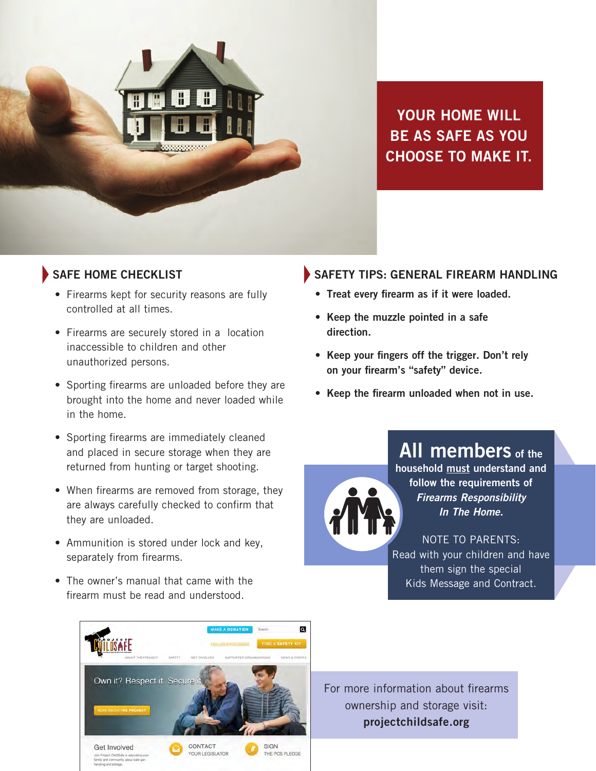YOUR HOME WILL BE AS SAFE AS YOU CHOOSE TO MAKE IT.

## SAFE HOME CHECKLIST

- Firearms kept for security reasons are fully controlled at all times.
- Firearms are securely stored in a location inaccessible to children and other unauthorized persons.
- Sporting firearms are unloaded before they are brought into the home and never loaded while in the home.
- Sporting firearms are immediately cleaned and placed in secure storage when they are returned from hunting or target shooting.
- When firearms are removed from storage, they are always carefully checked to confirm that they are unloaded.
- Ammunition is stored under lock and key, separately from firearms.
- The owner's manual that came with the firearm must be read and understood.

## SAFETY TIPS: GENERAL FIREARM HANDLING

- **Treat every firearm as if it were loaded.**
- **Keep the muzzle pointed in a safe direction.**
- **Keep your fingers off the trigger. Don't rely on your firearm's "safety" device.**
- **Keep the firearm unloaded when not in use.**

**All members of the household must understand and follow the requirements of *Firearms Responsibility In The Home.***

NOTE TO PARENTS: Read with your children and have them sign the special Kids Message and Contract.

For more information about firearms ownership and storage visit: **projectchildsafe.org**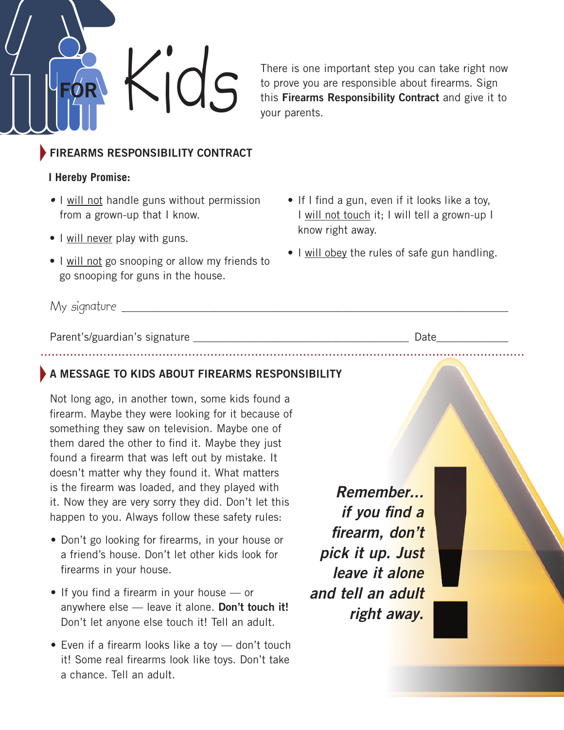# FOR Kids

There is one important step you can take right now to prove you are responsible about firearms. Sign this **Firearms Responsibility Contract** and give it to your parents.

## FIREARMS RESPONSIBILITY CONTRACT

**I Hereby Promise:**

- I will not handle guns without permission from a grown-up that I know.
- I will never play with guns.
- I will not go snooping or allow my friends to go snooping for guns in the house.
- If I find a gun, even if it looks like a toy, I will not touch it; I will tell a grown-up I know right away.
- I will obey the rules of safe gun handling.

My signature ______________________________________________

Parent's/guardian's signature ______________________________ Date__________

## A MESSAGE TO KIDS ABOUT FIREARMS RESPONSIBILITY

Not long ago, in another town, some kids found a firearm. Maybe they were looking for it because of something they saw on television. Maybe one of them dared the other to find it. Maybe they just found a firearm that was left out by mistake. It doesn't matter why they found it. What matters is the firearm was loaded, and they played with it. Now they are very sorry they did. Don't let this happen to you. Always follow these safety rules:

- Don't go looking for firearms, in your house or a friend's house. Don't let other kids look for firearms in your house.
- If you find a firearm in your house — or anywhere else — leave it alone. **Don't touch it!** Don't let anyone else touch it! Tell an adult.
- Even if a firearm looks like a toy — don't touch it! Some real firearms look like toys. Don't take a chance. Tell an adult.

***Remember... if you find a firearm, don't pick it up. Just leave it alone and tell an adult right away.***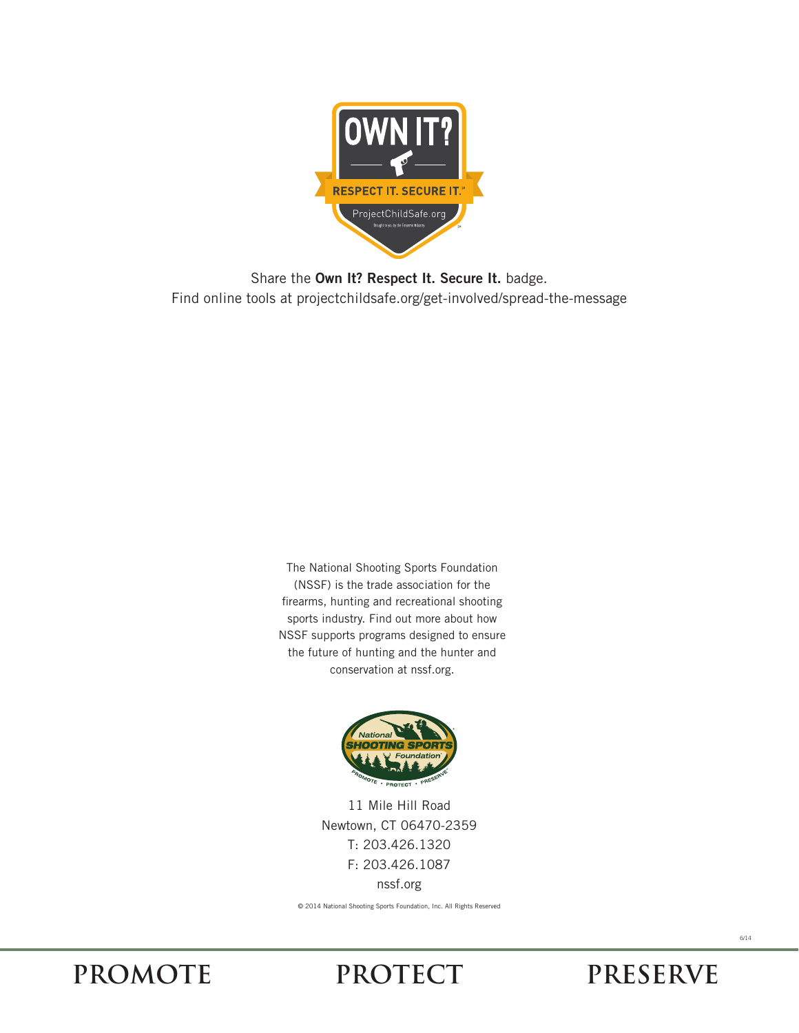Share the **Own It? Respect It. Secure It.** badge.
Find online tools at projectchildsafe.org/get-involved/spread-the-message

The National Shooting Sports Foundation (NSSF) is the trade association for the firearms, hunting and recreational shooting sports industry. Find out more about how NSSF supports programs designed to ensure the future of hunting and the hunter and conservation at nssf.org.

11 Mile Hill Road
Newtown, CT 06470-2359
T: 203.426.1320
F: 203.426.1087
nssf.org

© 2014 National Shooting Sports Foundation, Inc. All Rights Reserved

6/14

PROMOTE PROTECT PRESERVE